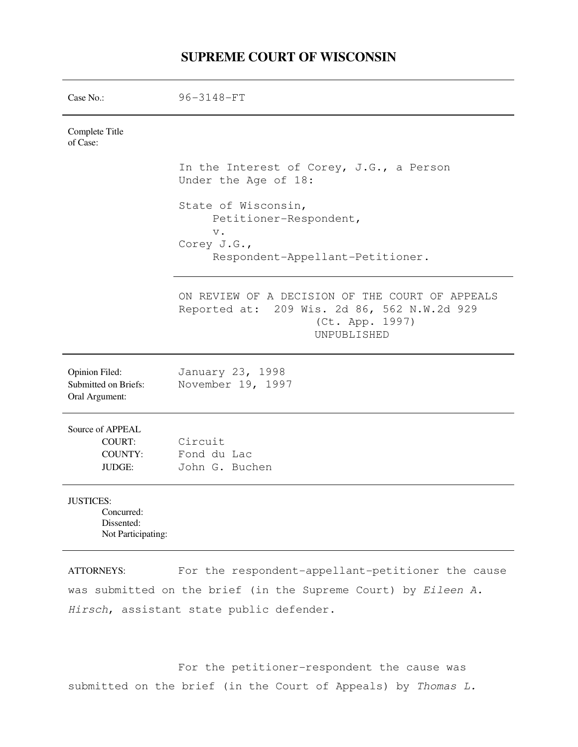# SUPREME COURT OF WISCONSIN

| | |
|---|---|
| Case No.: | 96-3148-FT |
| Complete Title of Case: | In the Interest of Corey, J.G., a Person Under the Age of 18:<br><br>State of Wisconsin,<br>Petitioner-Respondent,<br>v.<br>Corey J.G.,<br>Respondent-Appellant-Petitioner. |
| | ON REVIEW OF A DECISION OF THE COURT OF APPEALS<br>Reported at: 209 Wis. 2d 86, 562 N.W.2d 929<br>(Ct. App. 1997)<br>UNPUBLISHED |
| Opinion Filed: | January 23, 1998 |
| Submitted on Briefs: | November 19, 1997 |
| Oral Argument: | |
| Source of APPEAL | |
| COURT: | Circuit |
| COUNTY: | Fond du Lac |
| JUDGE: | John G. Buchen |
| JUSTICES: | |
| Concurred: | |
| Dissented: | |
| Not Participating: | |

ATTORNEYS: For the respondent-appellant-petitioner the cause was submitted on the brief (in the Supreme Court) by *Eileen A. Hirsch*, assistant state public defender.

For the petitioner-respondent the cause was submitted on the brief (in the Court of Appeals) by *Thomas L.*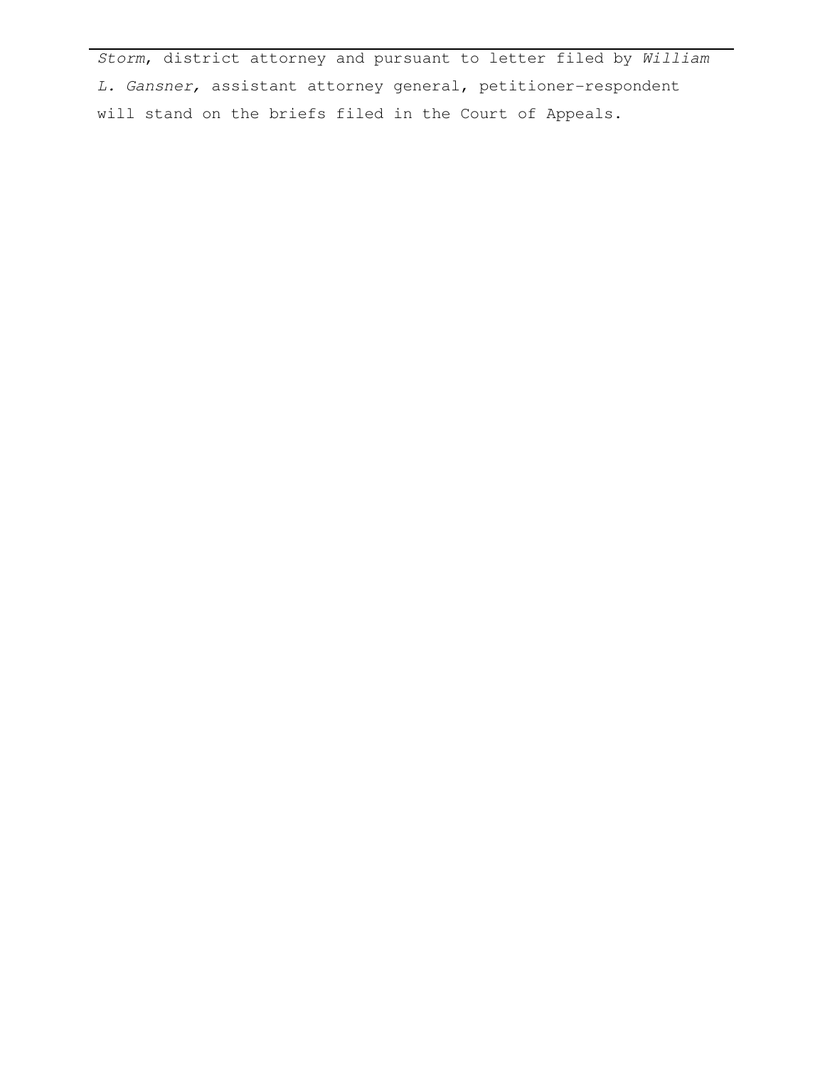*Storm*, district attorney and pursuant to letter filed by *William L. Gansner,* assistant attorney general, petitioner-respondent will stand on the briefs filed in the Court of Appeals.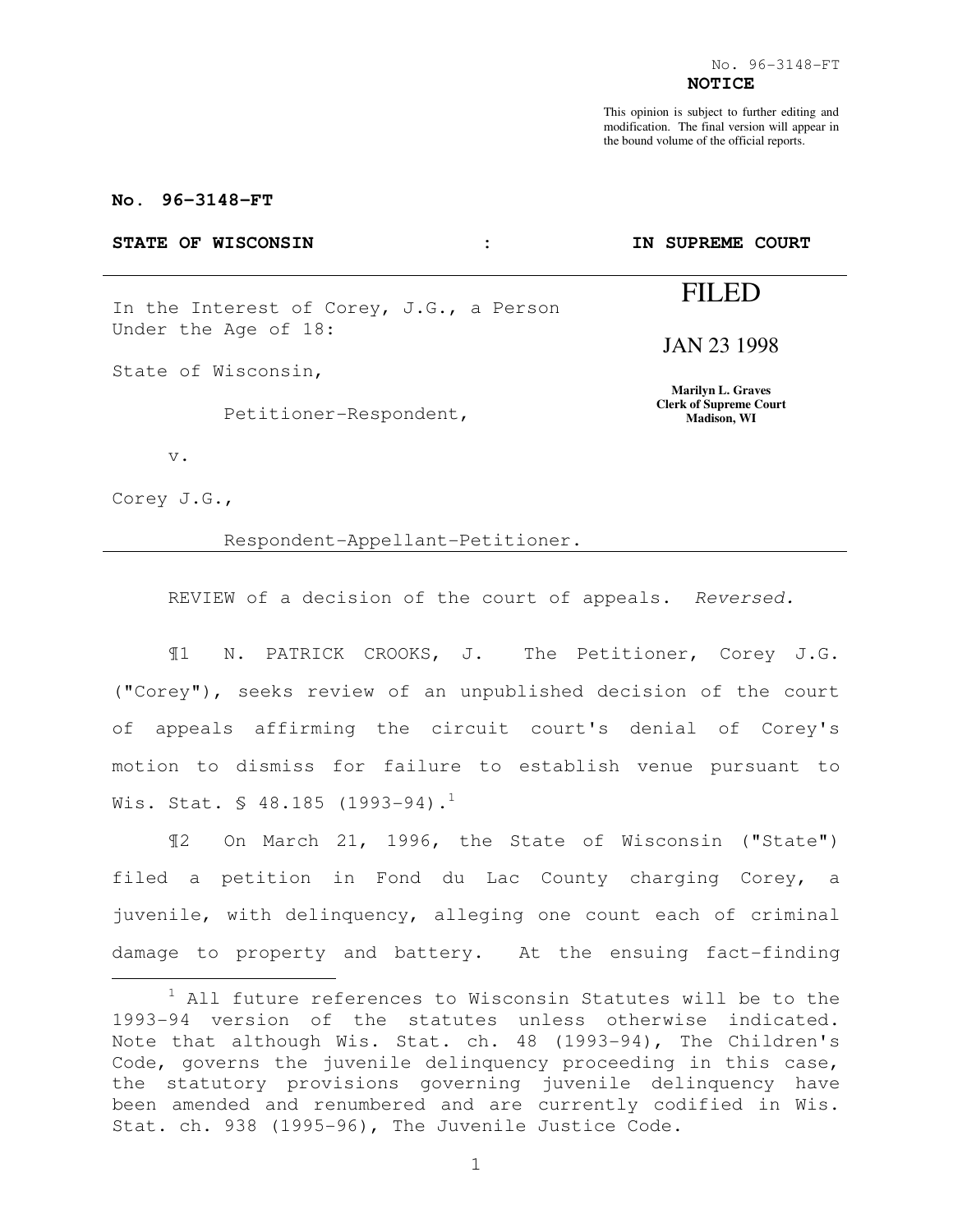No. 96-3148-FT

**NOTICE**

This opinion is subject to further editing and modification. The final version will appear in the bound volume of the official reports.

**No. 96-3148-FT**

**STATE OF WISCONSIN : IN SUPREME COURT**

| | |
|---|---|
| In the Interest of Corey, J.G., a Person Under the Age of 18: | FILED |
| State of Wisconsin, | JAN 23 1998 |
| Petitioner-Respondent, | **Marilyn L. Graves**<br>**Clerk of Supreme Court**<br>**Madison, WI** |
| v. | |
| Corey J.G., | |
| Respondent-Appellant-Petitioner. | |

REVIEW of a decision of the court of appeals. *Reversed.*

¶1 N. PATRICK CROOKS, J. The Petitioner, Corey J.G. ("Corey"), seeks review of an unpublished decision of the court of appeals affirming the circuit court's denial of Corey's motion to dismiss for failure to establish venue pursuant to Wis. Stat. § 48.185 (1993-94).[1]

¶2 On March 21, 1996, the State of Wisconsin ("State") filed a petition in Fond du Lac County charging Corey, a juvenile, with delinquency, alleging one count each of criminal damage to property and battery. At the ensuing fact-finding

[1] All future references to Wisconsin Statutes will be to the 1993-94 version of the statutes unless otherwise indicated. Note that although Wis. Stat. ch. 48 (1993-94), The Children's Code, governs the juvenile delinquency proceeding in this case, the statutory provisions governing juvenile delinquency have been amended and renumbered and are currently codified in Wis. Stat. ch. 938 (1995-96), The Juvenile Justice Code.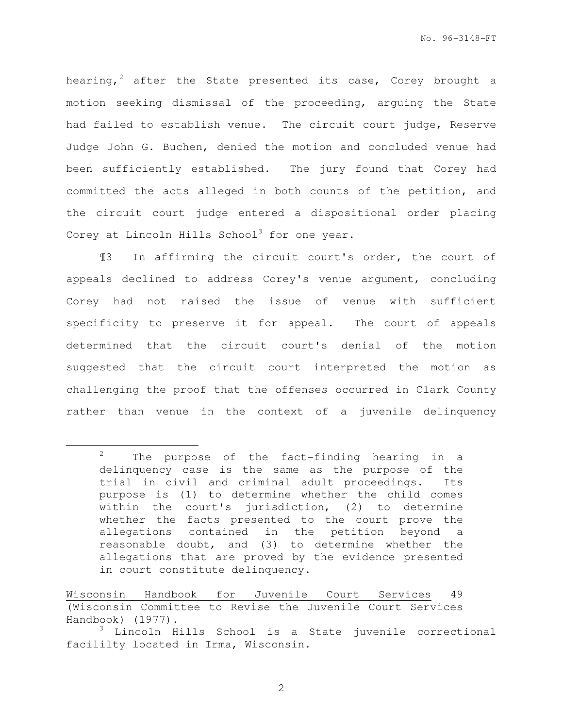hearing,[2] after the State presented its case, Corey brought a motion seeking dismissal of the proceeding, arguing the State had failed to establish venue. The circuit court judge, Reserve Judge John G. Buchen, denied the motion and concluded venue had been sufficiently established. The jury found that Corey had committed the acts alleged in both counts of the petition, and the circuit court judge entered a dispositional order placing Corey at Lincoln Hills School[3] for one year.

¶3 In affirming the circuit court's order, the court of appeals declined to address Corey's venue argument, concluding Corey had not raised the issue of venue with sufficient specificity to preserve it for appeal. The court of appeals determined that the circuit court's denial of the motion suggested that the circuit court interpreted the motion as challenging the proof that the offenses occurred in Clark County rather than venue in the context of a juvenile delinquency

---

[2] The purpose of the fact-finding hearing in a delinquency case is the same as the purpose of the trial in civil and criminal adult proceedings. Its purpose is (1) to determine whether the child comes within the court's jurisdiction, (2) to determine whether the facts presented to the court prove the allegations contained in the petition beyond a reasonable doubt, and (3) to determine whether the allegations that are proved by the evidence presented in court constitute delinquency.

<u>Wisconsin Handbook for Juvenile Court Services</u> 49 (Wisconsin Committee to Revise the Juvenile Court Services Handbook) (1977).

[3] Lincoln Hills School is a State juvenile correctional facililty located in Irma, Wisconsin.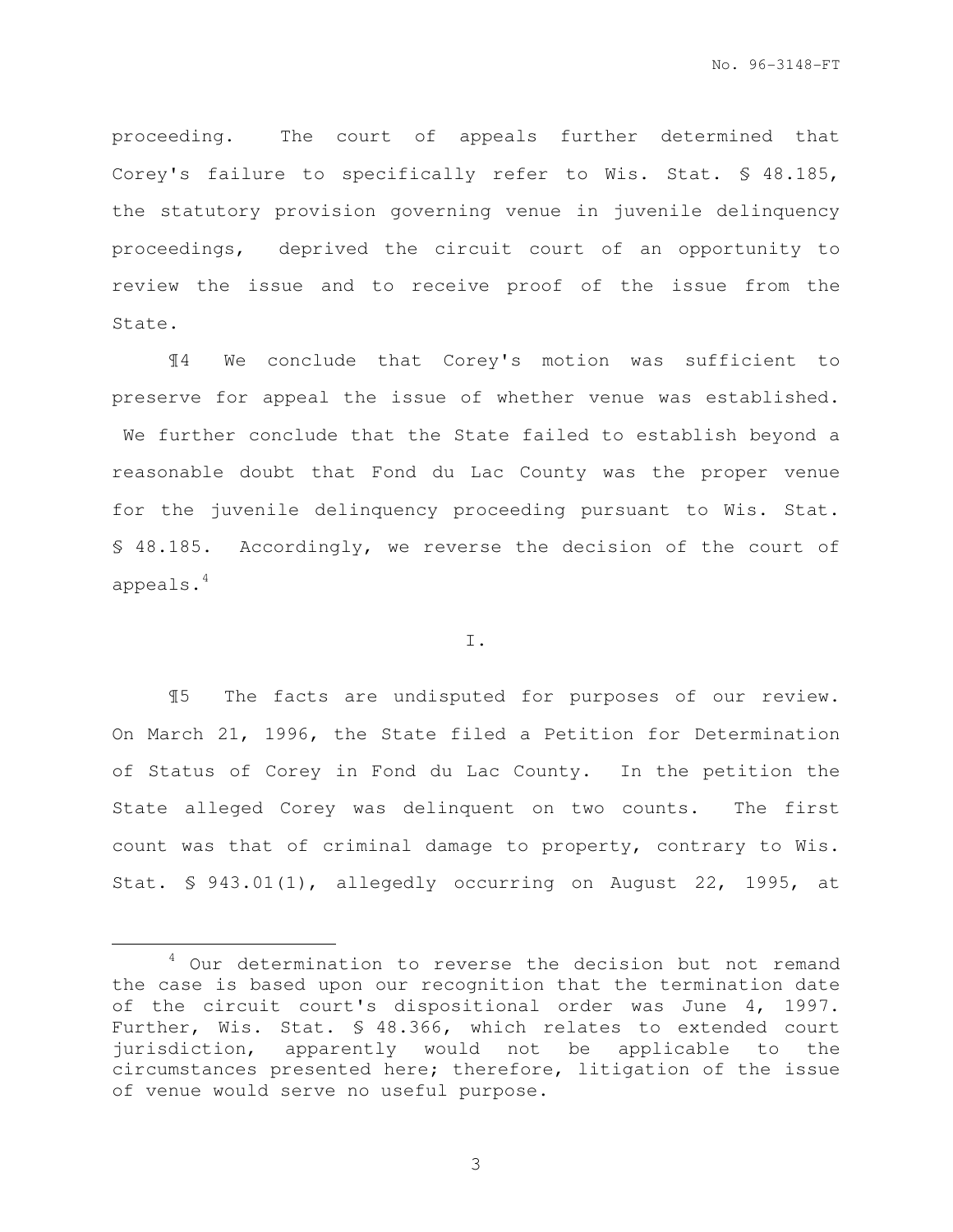proceeding. The court of appeals further determined that Corey's failure to specifically refer to Wis. Stat. § 48.185, the statutory provision governing venue in juvenile delinquency proceedings, deprived the circuit court of an opportunity to review the issue and to receive proof of the issue from the State.

¶4 We conclude that Corey's motion was sufficient to preserve for appeal the issue of whether venue was established. We further conclude that the State failed to establish beyond a reasonable doubt that Fond du Lac County was the proper venue for the juvenile delinquency proceeding pursuant to Wis. Stat. § 48.185. Accordingly, we reverse the decision of the court of appeals.[4]

I.

¶5 The facts are undisputed for purposes of our review. On March 21, 1996, the State filed a Petition for Determination of Status of Corey in Fond du Lac County. In the petition the State alleged Corey was delinquent on two counts. The first count was that of criminal damage to property, contrary to Wis. Stat. § 943.01(1), allegedly occurring on August 22, 1995, at

[4] Our determination to reverse the decision but not remand the case is based upon our recognition that the termination date of the circuit court's dispositional order was June 4, 1997. Further, Wis. Stat. § 48.366, which relates to extended court jurisdiction, apparently would not be applicable to the circumstances presented here; therefore, litigation of the issue of venue would serve no useful purpose.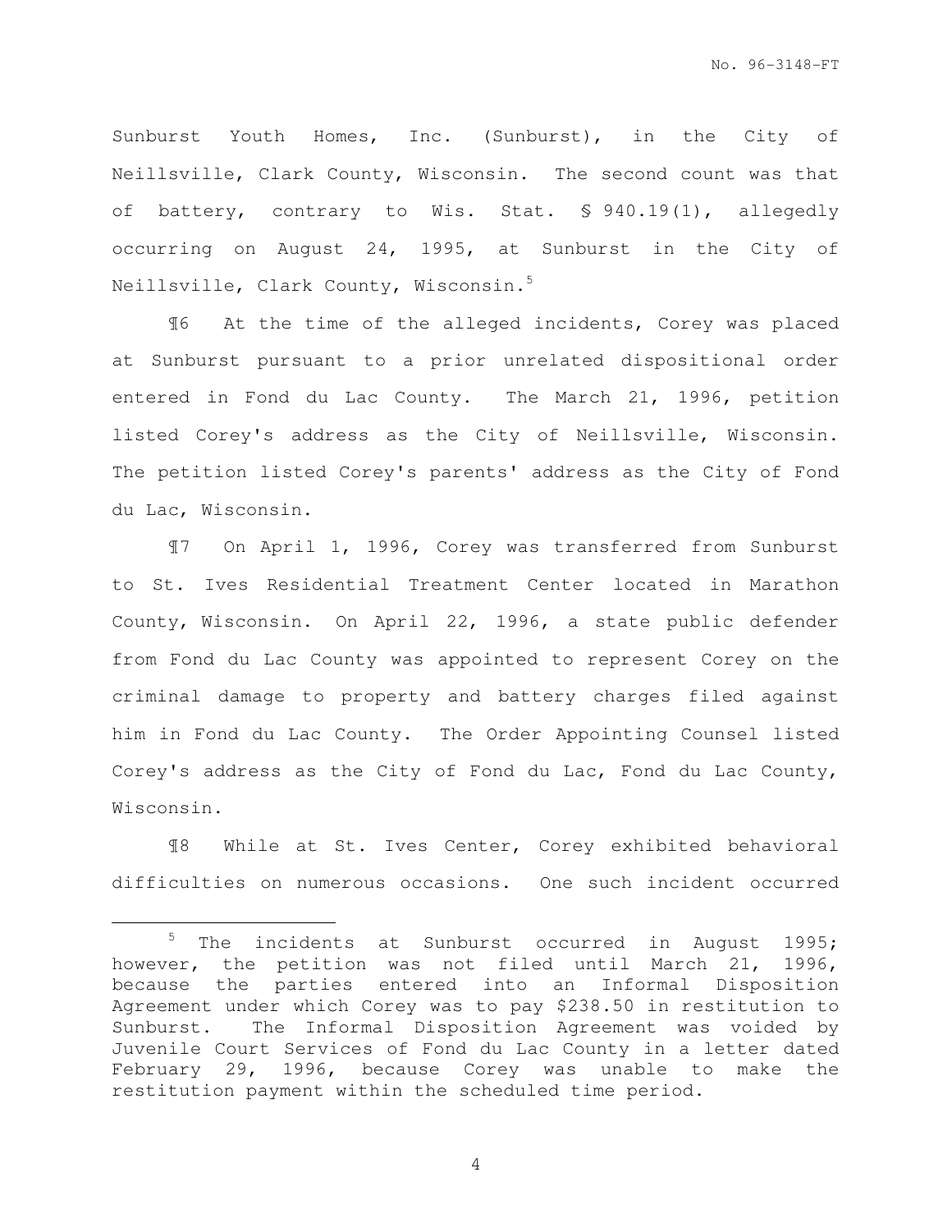Sunburst Youth Homes, Inc. (Sunburst), in the City of Neillsville, Clark County, Wisconsin. The second count was that of battery, contrary to Wis. Stat. § 940.19(1), allegedly occurring on August 24, 1995, at Sunburst in the City of Neillsville, Clark County, Wisconsin.[5]

¶6 At the time of the alleged incidents, Corey was placed at Sunburst pursuant to a prior unrelated dispositional order entered in Fond du Lac County. The March 21, 1996, petition listed Corey's address as the City of Neillsville, Wisconsin. The petition listed Corey's parents' address as the City of Fond du Lac, Wisconsin.

¶7 On April 1, 1996, Corey was transferred from Sunburst to St. Ives Residential Treatment Center located in Marathon County, Wisconsin. On April 22, 1996, a state public defender from Fond du Lac County was appointed to represent Corey on the criminal damage to property and battery charges filed against him in Fond du Lac County. The Order Appointing Counsel listed Corey's address as the City of Fond du Lac, Fond du Lac County, Wisconsin.

¶8 While at St. Ives Center, Corey exhibited behavioral difficulties on numerous occasions. One such incident occurred

---

[5] The incidents at Sunburst occurred in August 1995; however, the petition was not filed until March 21, 1996, because the parties entered into an Informal Disposition Agreement under which Corey was to pay $238.50 in restitution to Sunburst. The Informal Disposition Agreement was voided by Juvenile Court Services of Fond du Lac County in a letter dated February 29, 1996, because Corey was unable to make the restitution payment within the scheduled time period.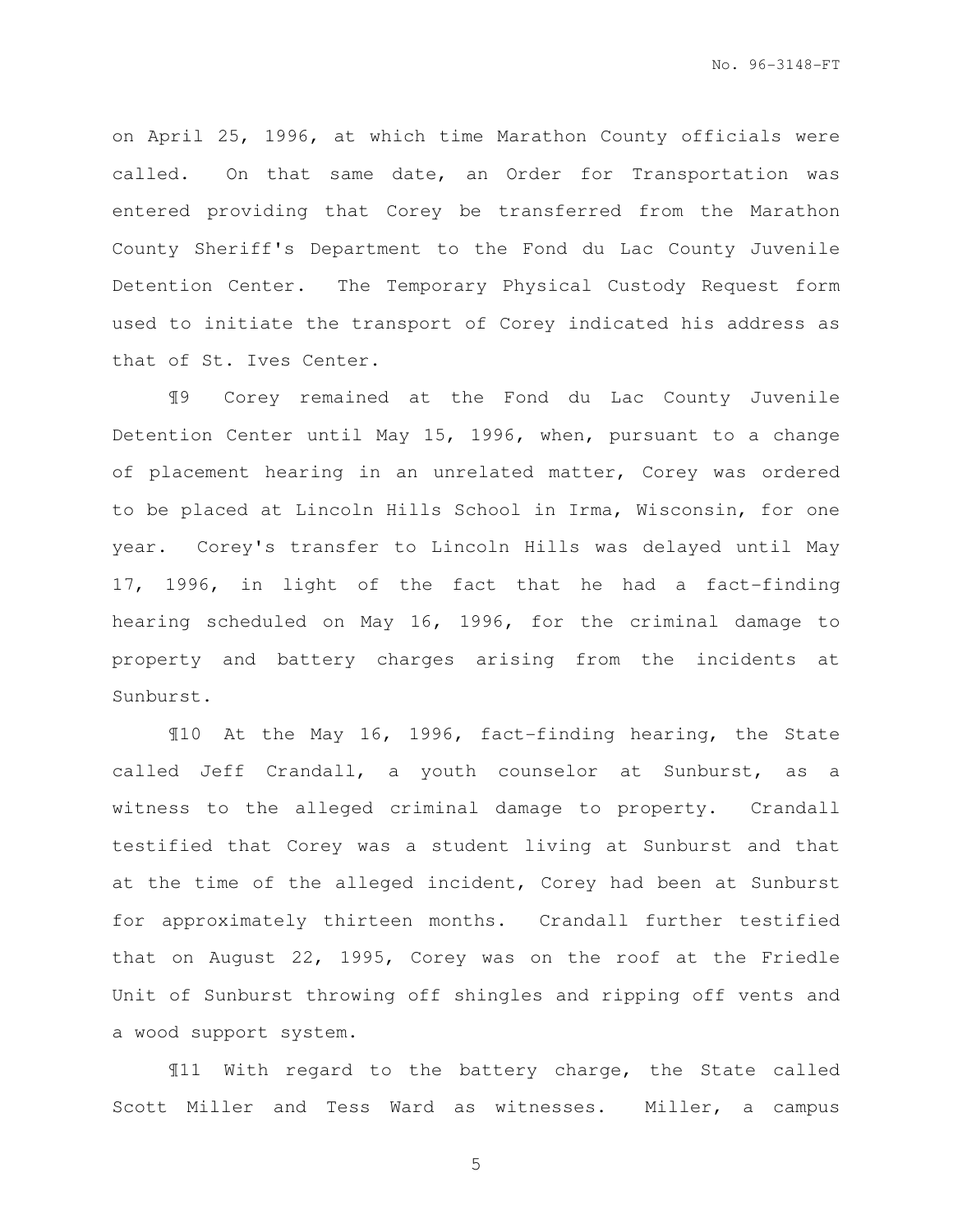on April 25, 1996, at which time Marathon County officials were called. On that same date, an Order for Transportation was entered providing that Corey be transferred from the Marathon County Sheriff's Department to the Fond du Lac County Juvenile Detention Center. The Temporary Physical Custody Request form used to initiate the transport of Corey indicated his address as that of St. Ives Center.

¶9 Corey remained at the Fond du Lac County Juvenile Detention Center until May 15, 1996, when, pursuant to a change of placement hearing in an unrelated matter, Corey was ordered to be placed at Lincoln Hills School in Irma, Wisconsin, for one year. Corey's transfer to Lincoln Hills was delayed until May 17, 1996, in light of the fact that he had a fact-finding hearing scheduled on May 16, 1996, for the criminal damage to property and battery charges arising from the incidents at Sunburst.

¶10 At the May 16, 1996, fact-finding hearing, the State called Jeff Crandall, a youth counselor at Sunburst, as a witness to the alleged criminal damage to property. Crandall testified that Corey was a student living at Sunburst and that at the time of the alleged incident, Corey had been at Sunburst for approximately thirteen months. Crandall further testified that on August 22, 1995, Corey was on the roof at the Friedle Unit of Sunburst throwing off shingles and ripping off vents and a wood support system.

¶11 With regard to the battery charge, the State called Scott Miller and Tess Ward as witnesses. Miller, a campus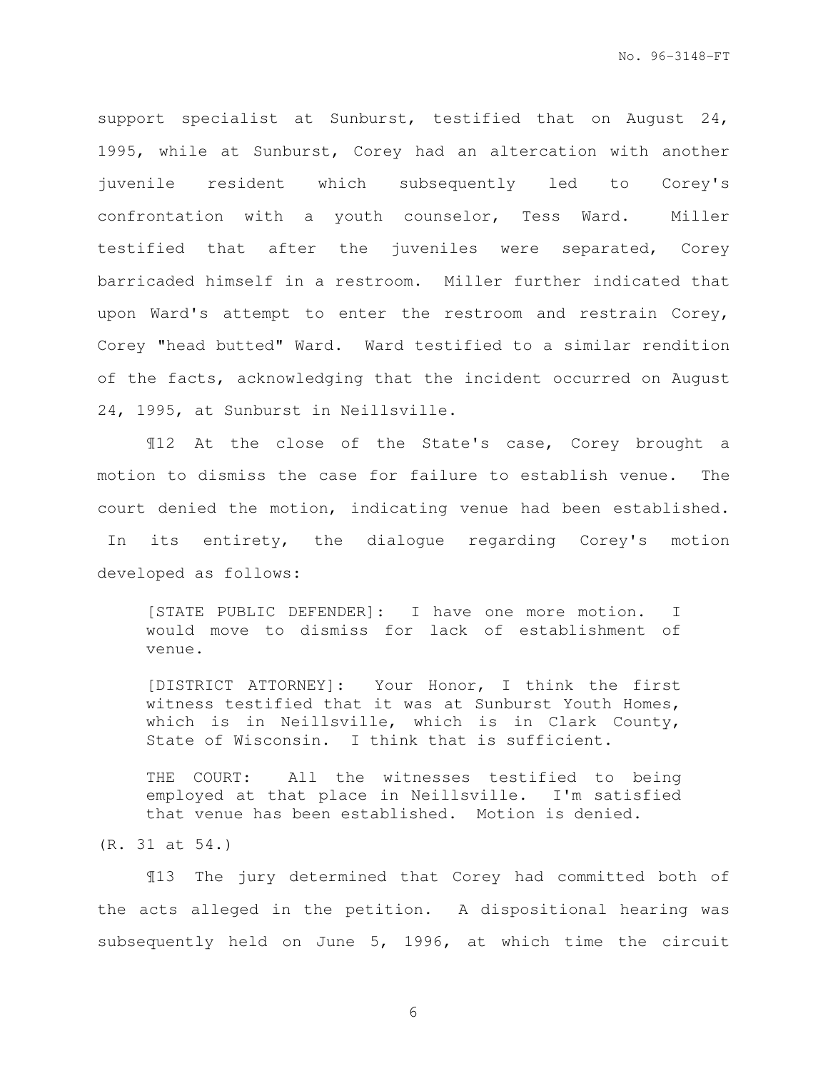support specialist at Sunburst, testified that on August 24, 1995, while at Sunburst, Corey had an altercation with another juvenile resident which subsequently led to Corey's confrontation with a youth counselor, Tess Ward. Miller testified that after the juveniles were separated, Corey barricaded himself in a restroom. Miller further indicated that upon Ward's attempt to enter the restroom and restrain Corey, Corey "head butted" Ward. Ward testified to a similar rendition of the facts, acknowledging that the incident occurred on August 24, 1995, at Sunburst in Neillsville.

¶12 At the close of the State's case, Corey brought a motion to dismiss the case for failure to establish venue. The court denied the motion, indicating venue had been established. In its entirety, the dialogue regarding Corey's motion developed as follows:

> [STATE PUBLIC DEFENDER]: I have one more motion. I would move to dismiss for lack of establishment of venue.
>
> [DISTRICT ATTORNEY]: Your Honor, I think the first witness testified that it was at Sunburst Youth Homes, which is in Neillsville, which is in Clark County, State of Wisconsin. I think that is sufficient.
>
> THE COURT: All the witnesses testified to being employed at that place in Neillsville. I'm satisfied that venue has been established. Motion is denied.

(R. 31 at 54.)

¶13 The jury determined that Corey had committed both of the acts alleged in the petition. A dispositional hearing was subsequently held on June 5, 1996, at which time the circuit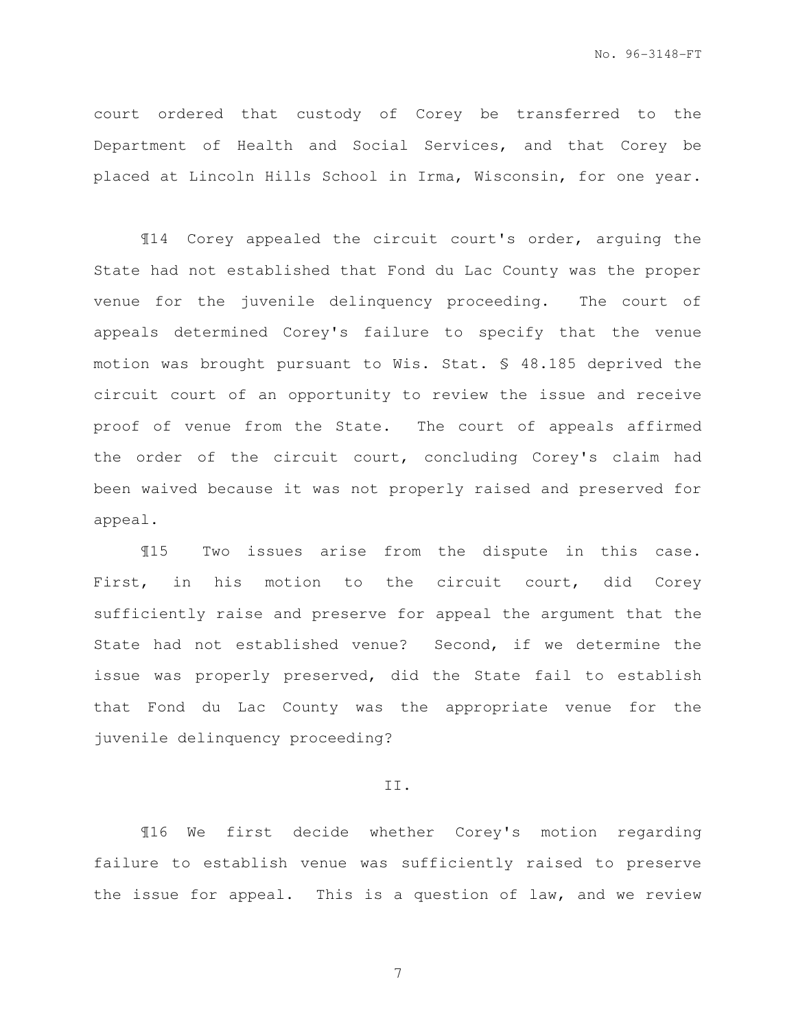court ordered that custody of Corey be transferred to the Department of Health and Social Services, and that Corey be placed at Lincoln Hills School in Irma, Wisconsin, for one year.

¶14 Corey appealed the circuit court's order, arguing the State had not established that Fond du Lac County was the proper venue for the juvenile delinquency proceeding. The court of appeals determined Corey's failure to specify that the venue motion was brought pursuant to Wis. Stat. § 48.185 deprived the circuit court of an opportunity to review the issue and receive proof of venue from the State. The court of appeals affirmed the order of the circuit court, concluding Corey's claim had been waived because it was not properly raised and preserved for appeal.

¶15 Two issues arise from the dispute in this case. First, in his motion to the circuit court, did Corey sufficiently raise and preserve for appeal the argument that the State had not established venue? Second, if we determine the issue was properly preserved, did the State fail to establish that Fond du Lac County was the appropriate venue for the juvenile delinquency proceeding?

## II.

¶16 We first decide whether Corey's motion regarding failure to establish venue was sufficiently raised to preserve the issue for appeal. This is a question of law, and we review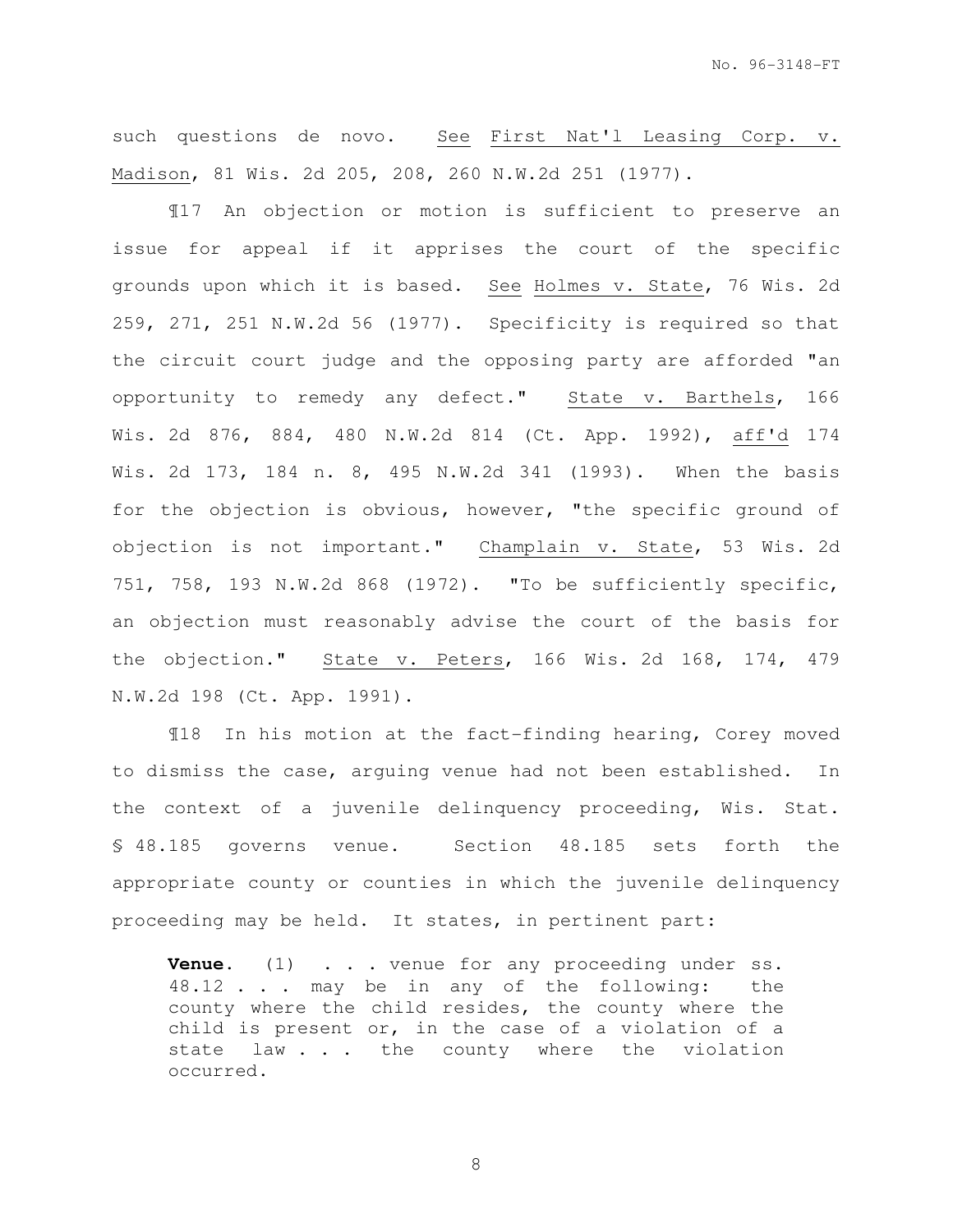such questions de novo. See First Nat'l Leasing Corp. v. Madison, 81 Wis. 2d 205, 208, 260 N.W.2d 251 (1977).

¶17 An objection or motion is sufficient to preserve an issue for appeal if it apprises the court of the specific grounds upon which it is based. See Holmes v. State, 76 Wis. 2d 259, 271, 251 N.W.2d 56 (1977). Specificity is required so that the circuit court judge and the opposing party are afforded "an opportunity to remedy any defect." State v. Barthels, 166 Wis. 2d 876, 884, 480 N.W.2d 814 (Ct. App. 1992), aff'd 174 Wis. 2d 173, 184 n. 8, 495 N.W.2d 341 (1993). When the basis for the objection is obvious, however, "the specific ground of objection is not important." Champlain v. State, 53 Wis. 2d 751, 758, 193 N.W.2d 868 (1972). "To be sufficiently specific, an objection must reasonably advise the court of the basis for the objection." State v. Peters, 166 Wis. 2d 168, 174, 479 N.W.2d 198 (Ct. App. 1991).

¶18 In his motion at the fact-finding hearing, Corey moved to dismiss the case, arguing venue had not been established. In the context of a juvenile delinquency proceeding, Wis. Stat. § 48.185 governs venue. Section 48.185 sets forth the appropriate county or counties in which the juvenile delinquency proceeding may be held. It states, in pertinent part:

> **Venue.** (1) . . . venue for any proceeding under ss. 48.12 . . . may be in any of the following: the county where the child resides, the county where the child is present or, in the case of a violation of a state law . . . the county where the violation occurred.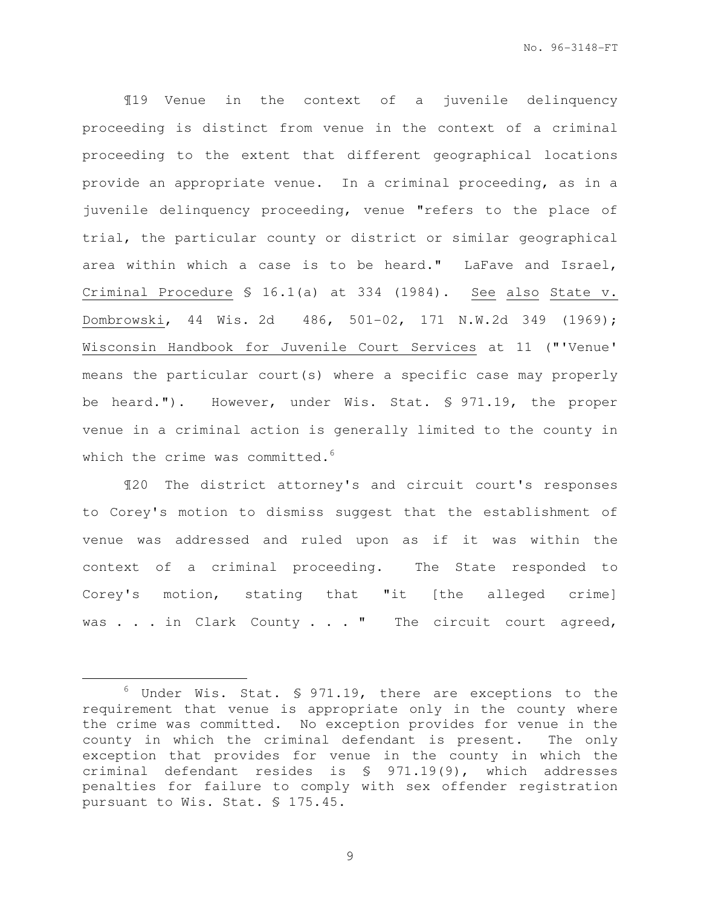¶19 Venue in the context of a juvenile delinquency proceeding is distinct from venue in the context of a criminal proceeding to the extent that different geographical locations provide an appropriate venue. In a criminal proceeding, as in a juvenile delinquency proceeding, venue "refers to the place of trial, the particular county or district or similar geographical area within which a case is to be heard." LaFave and Israel, Criminal Procedure § 16.1(a) at 334 (1984). See also State v. Dombrowski, 44 Wis. 2d 486, 501-02, 171 N.W.2d 349 (1969); Wisconsin Handbook for Juvenile Court Services at 11 ("'Venue' means the particular court(s) where a specific case may properly be heard."). However, under Wis. Stat. § 971.19, the proper venue in a criminal action is generally limited to the county in which the crime was committed.[6]

¶20 The district attorney's and circuit court's responses to Corey's motion to dismiss suggest that the establishment of venue was addressed and ruled upon as if it was within the context of a criminal proceeding. The State responded to Corey's motion, stating that "it [the alleged crime] was . . . in Clark County . . . " The circuit court agreed,

---

[6] Under Wis. Stat. § 971.19, there are exceptions to the requirement that venue is appropriate only in the county where the crime was committed. No exception provides for venue in the county in which the criminal defendant is present. The only exception that provides for venue in the county in which the criminal defendant resides is § 971.19(9), which addresses penalties for failure to comply with sex offender registration pursuant to Wis. Stat. § 175.45.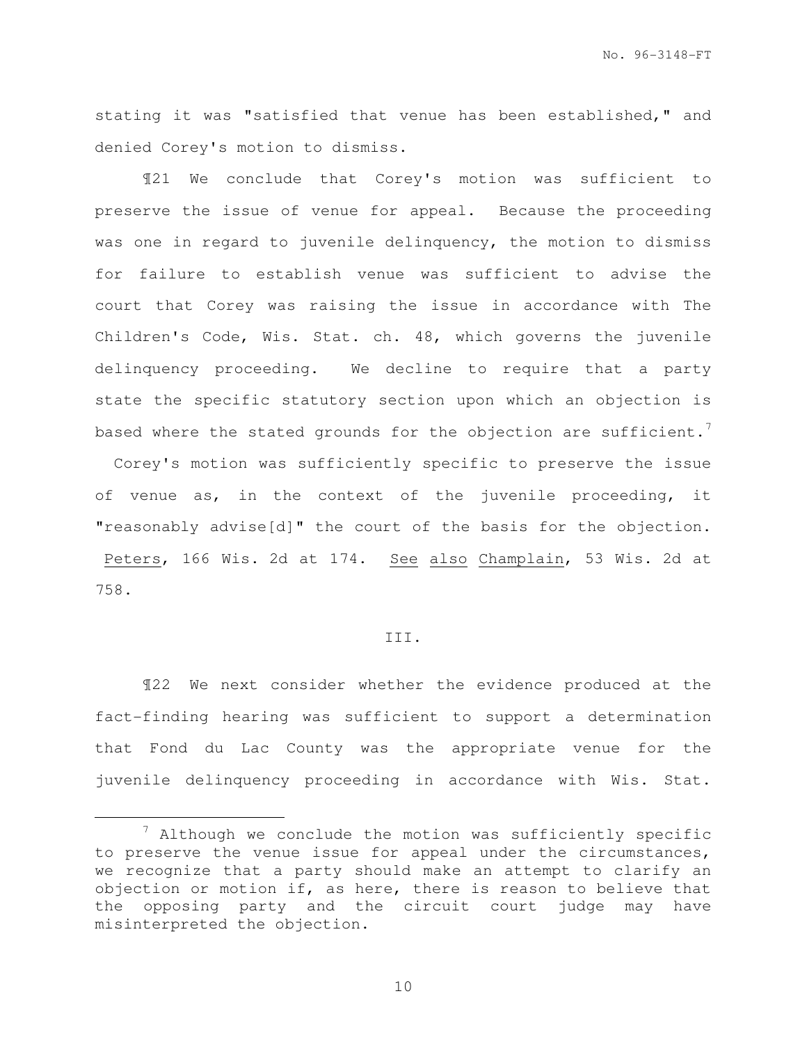stating it was "satisfied that venue has been established," and denied Corey's motion to dismiss.

¶21 We conclude that Corey's motion was sufficient to preserve the issue of venue for appeal. Because the proceeding was one in regard to juvenile delinquency, the motion to dismiss for failure to establish venue was sufficient to advise the court that Corey was raising the issue in accordance with The Children's Code, Wis. Stat. ch. 48, which governs the juvenile delinquency proceeding. We decline to require that a party state the specific statutory section upon which an objection is based where the stated grounds for the objection are sufficient.[7] Corey's motion was sufficiently specific to preserve the issue of venue as, in the context of the juvenile proceeding, it "reasonably advise[d]" the court of the basis for the objection. Peters, 166 Wis. 2d at 174. *See also* Champlain, 53 Wis. 2d at 758.

## III.

¶22 We next consider whether the evidence produced at the fact-finding hearing was sufficient to support a determination that Fond du Lac County was the appropriate venue for the juvenile delinquency proceeding in accordance with Wis. Stat.

---

[7] Although we conclude the motion was sufficiently specific to preserve the venue issue for appeal under the circumstances, we recognize that a party should make an attempt to clarify an objection or motion if, as here, there is reason to believe that the opposing party and the circuit court judge may have misinterpreted the objection.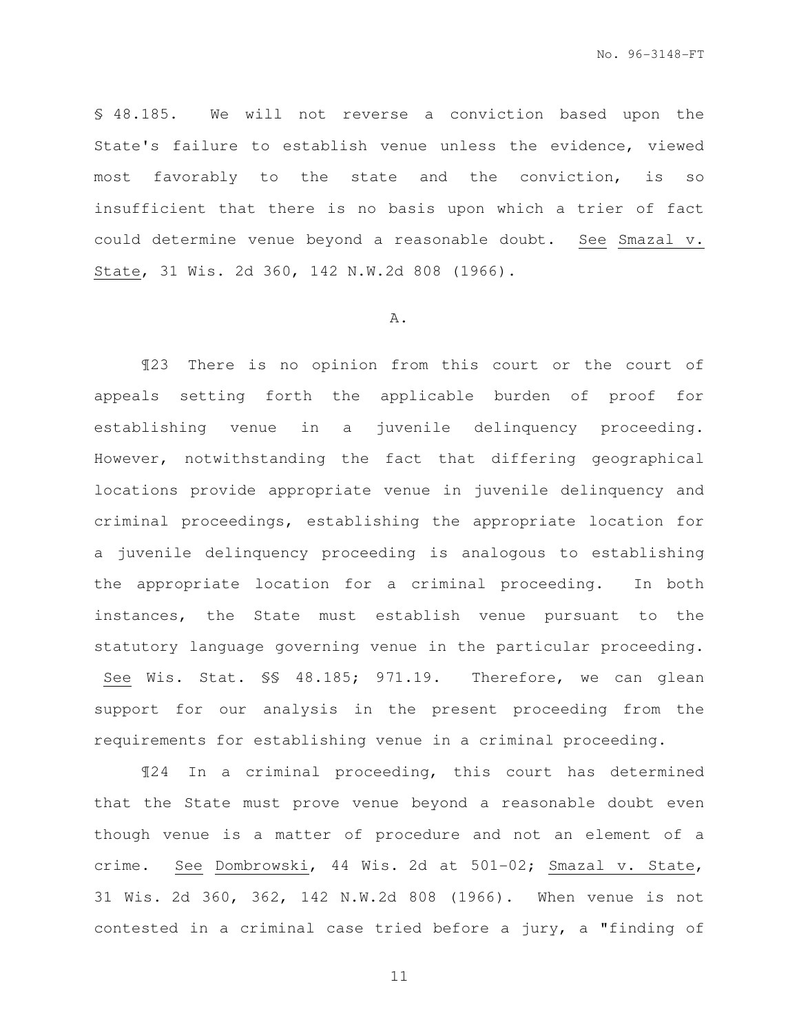§ 48.185. We will not reverse a conviction based upon the State's failure to establish venue unless the evidence, viewed most favorably to the state and the conviction, is so insufficient that there is no basis upon which a trier of fact could determine venue beyond a reasonable doubt. See Smazal v. State, 31 Wis. 2d 360, 142 N.W.2d 808 (1966).

A.

¶23 There is no opinion from this court or the court of appeals setting forth the applicable burden of proof for establishing venue in a juvenile delinquency proceeding. However, notwithstanding the fact that differing geographical locations provide appropriate venue in juvenile delinquency and criminal proceedings, establishing the appropriate location for a juvenile delinquency proceeding is analogous to establishing the appropriate location for a criminal proceeding. In both instances, the State must establish venue pursuant to the statutory language governing venue in the particular proceeding. See Wis. Stat. §§ 48.185; 971.19. Therefore, we can glean support for our analysis in the present proceeding from the requirements for establishing venue in a criminal proceeding.

¶24 In a criminal proceeding, this court has determined that the State must prove venue beyond a reasonable doubt even though venue is a matter of procedure and not an element of a crime. See Dombrowski, 44 Wis. 2d at 501-02; Smazal v. State, 31 Wis. 2d 360, 362, 142 N.W.2d 808 (1966). When venue is not contested in a criminal case tried before a jury, a "finding of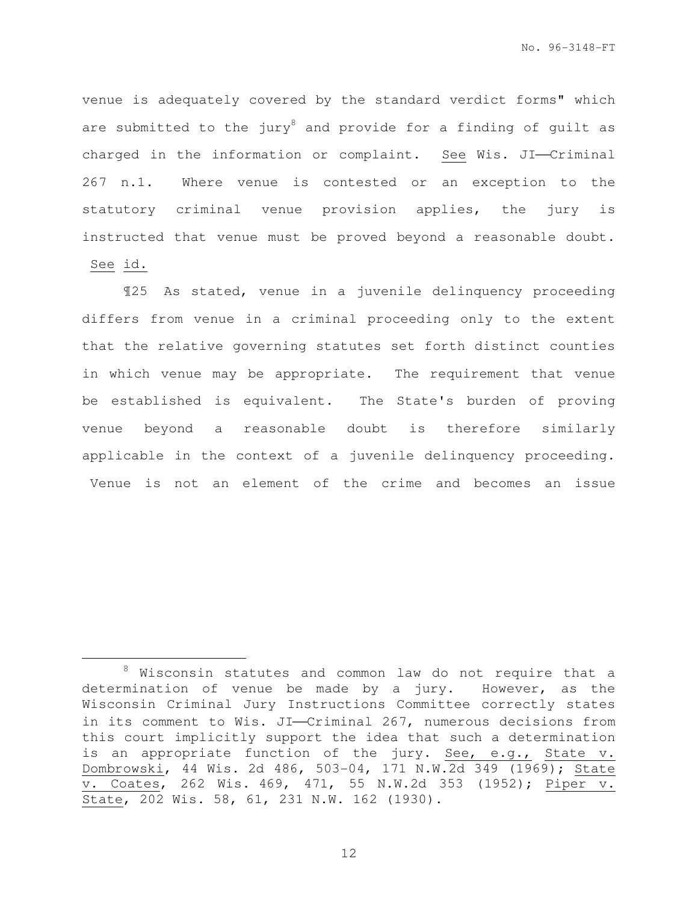venue is adequately covered by the standard verdict forms" which are submitted to the jury[8] and provide for a finding of guilt as charged in the information or complaint. See Wis. JI——Criminal 267 n.1. Where venue is contested or an exception to the statutory criminal venue provision applies, the jury is instructed that venue must be proved beyond a reasonable doubt. See id.

¶25 As stated, venue in a juvenile delinquency proceeding differs from venue in a criminal proceeding only to the extent that the relative governing statutes set forth distinct counties in which venue may be appropriate. The requirement that venue be established is equivalent. The State's burden of proving venue beyond a reasonable doubt is therefore similarly applicable in the context of a juvenile delinquency proceeding. Venue is not an element of the crime and becomes an issue

---

[8] Wisconsin statutes and common law do not require that a determination of venue be made by a jury. However, as the Wisconsin Criminal Jury Instructions Committee correctly states in its comment to Wis. JI——Criminal 267, numerous decisions from this court implicitly support the idea that such a determination is an appropriate function of the jury. See, e.g., State v. Dombrowski, 44 Wis. 2d 486, 503-04, 171 N.W.2d 349 (1969); State v. Coates, 262 Wis. 469, 471, 55 N.W.2d 353 (1952); Piper v. State, 202 Wis. 58, 61, 231 N.W. 162 (1930).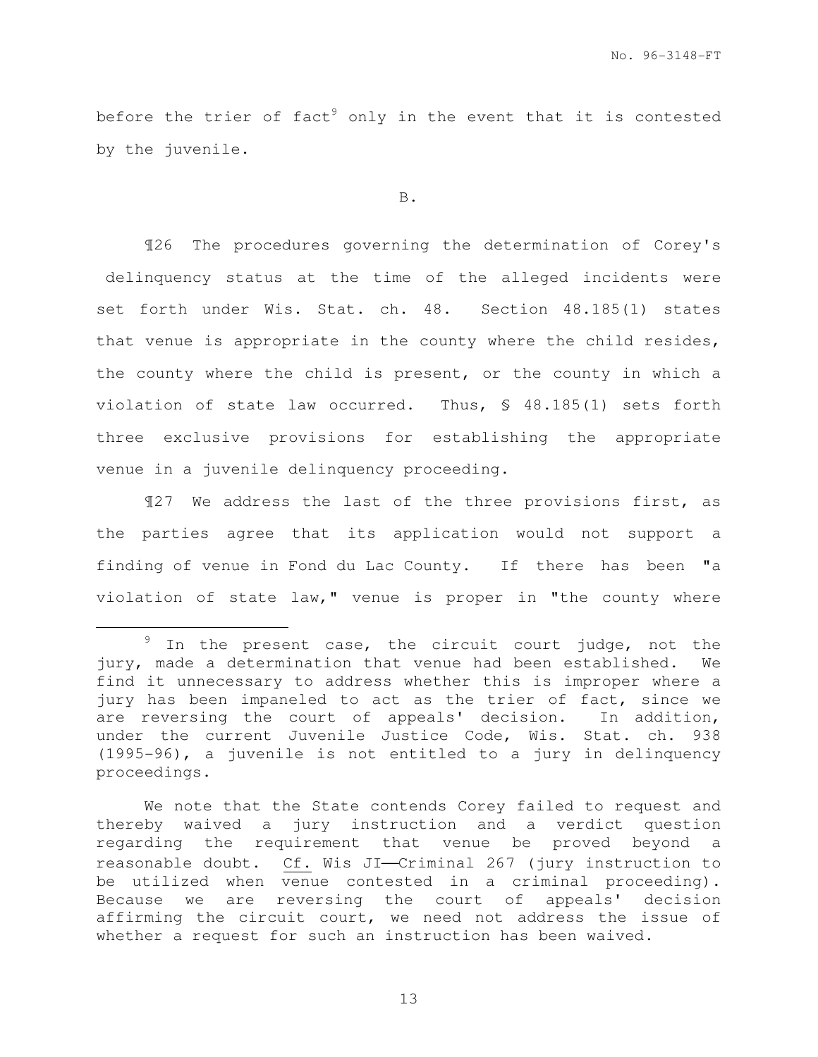before the trier of fact[9] only in the event that it is contested by the juvenile.

B.

¶26 The procedures governing the determination of Corey's delinquency status at the time of the alleged incidents were set forth under Wis. Stat. ch. 48. Section 48.185(1) states that venue is appropriate in the county where the child resides, the county where the child is present, or the county in which a violation of state law occurred. Thus, § 48.185(1) sets forth three exclusive provisions for establishing the appropriate venue in a juvenile delinquency proceeding.

¶27 We address the last of the three provisions first, as the parties agree that its application would not support a finding of venue in Fond du Lac County. If there has been "a violation of state law," venue is proper in "the county where

---

[9] In the present case, the circuit court judge, not the jury, made a determination that venue had been established. We find it unnecessary to address whether this is improper where a jury has been impaneled to act as the trier of fact, since we are reversing the court of appeals' decision. In addition, under the current Juvenile Justice Code, Wis. Stat. ch. 938 (1995-96), a juvenile is not entitled to a jury in delinquency proceedings.

We note that the State contends Corey failed to request and thereby waived a jury instruction and a verdict question regarding the requirement that venue be proved beyond a reasonable doubt. Cf. Wis JI——Criminal 267 (jury instruction to be utilized when venue contested in a criminal proceeding). Because we are reversing the court of appeals' decision affirming the circuit court, we need not address the issue of whether a request for such an instruction has been waived.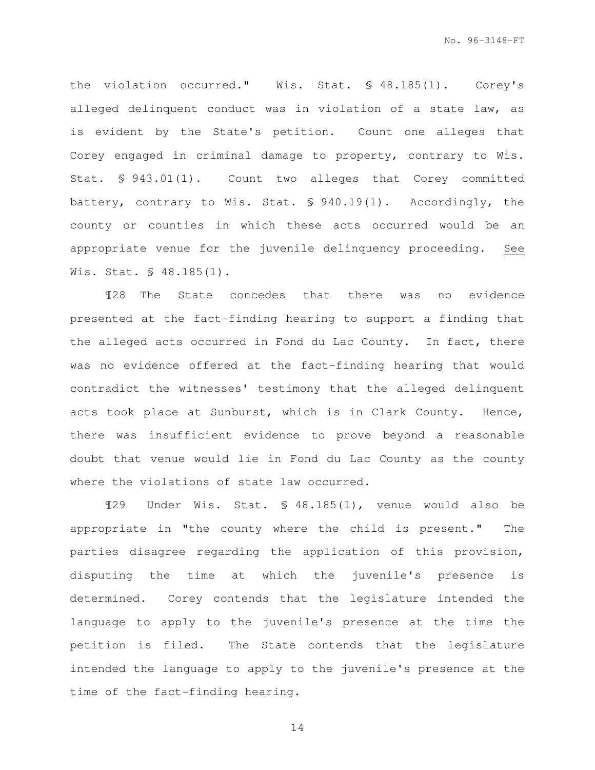the violation occurred." Wis. Stat. § 48.185(1). Corey's alleged delinquent conduct was in violation of a state law, as is evident by the State's petition. Count one alleges that Corey engaged in criminal damage to property, contrary to Wis. Stat. § 943.01(1). Count two alleges that Corey committed battery, contrary to Wis. Stat. § 940.19(1). Accordingly, the county or counties in which these acts occurred would be an appropriate venue for the juvenile delinquency proceeding. See Wis. Stat. § 48.185(1).

¶28 The State concedes that there was no evidence presented at the fact-finding hearing to support a finding that the alleged acts occurred in Fond du Lac County. In fact, there was no evidence offered at the fact-finding hearing that would contradict the witnesses' testimony that the alleged delinquent acts took place at Sunburst, which is in Clark County. Hence, there was insufficient evidence to prove beyond a reasonable doubt that venue would lie in Fond du Lac County as the county where the violations of state law occurred.

¶29 Under Wis. Stat. § 48.185(1), venue would also be appropriate in "the county where the child is present." The parties disagree regarding the application of this provision, disputing the time at which the juvenile's presence is determined. Corey contends that the legislature intended the language to apply to the juvenile's presence at the time the petition is filed. The State contends that the legislature intended the language to apply to the juvenile's presence at the time of the fact-finding hearing.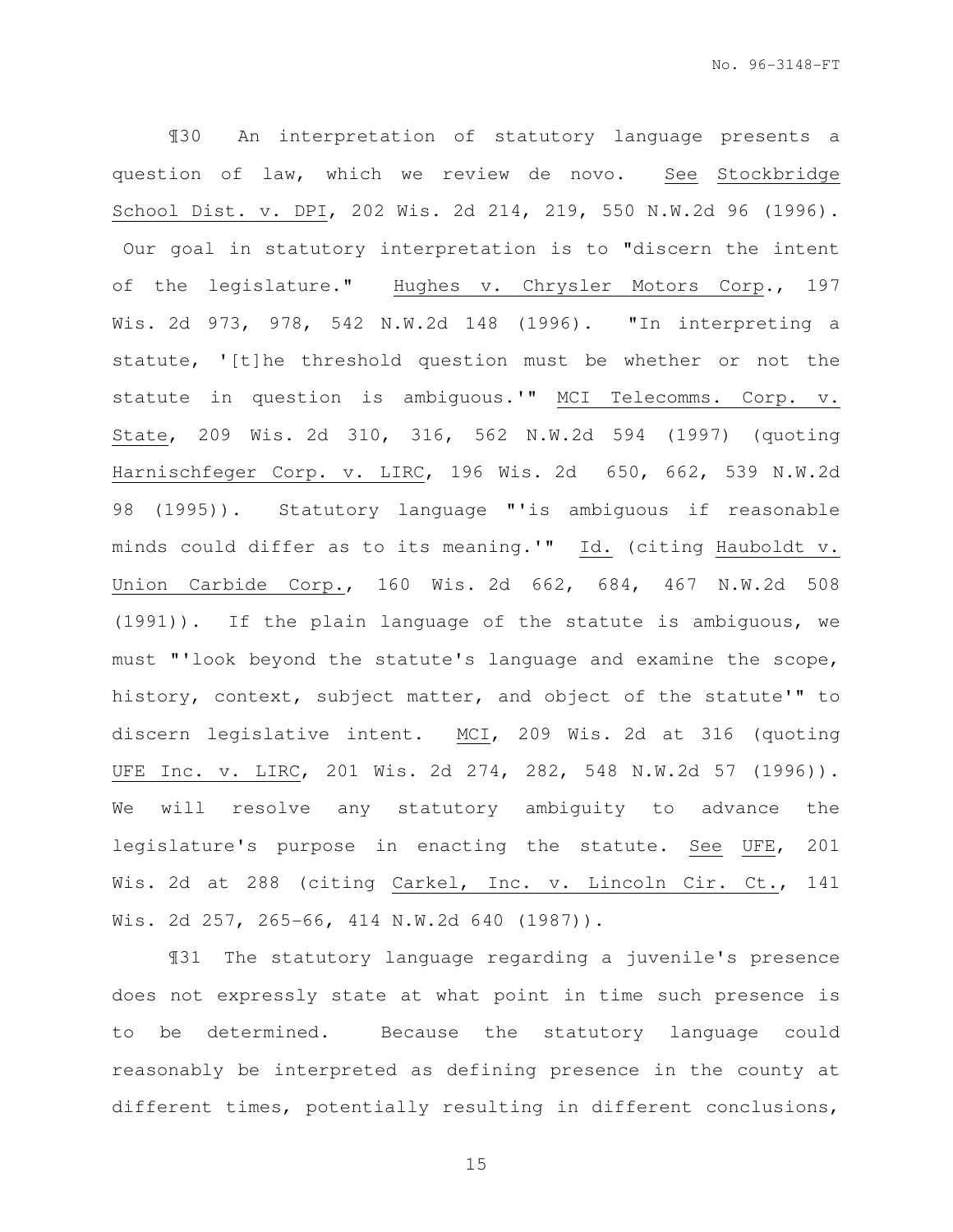¶30 An interpretation of statutory language presents a question of law, which we review de novo. See Stockbridge School Dist. v. DPI, 202 Wis. 2d 214, 219, 550 N.W.2d 96 (1996). Our goal in statutory interpretation is to "discern the intent of the legislature." Hughes v. Chrysler Motors Corp., 197 Wis. 2d 973, 978, 542 N.W.2d 148 (1996). "In interpreting a statute, '[t]he threshold question must be whether or not the statute in question is ambiguous.'" MCI Telecomms. Corp. v. State, 209 Wis. 2d 310, 316, 562 N.W.2d 594 (1997) (quoting Harnischfeger Corp. v. LIRC, 196 Wis. 2d 650, 662, 539 N.W.2d 98 (1995)). Statutory language "'is ambiguous if reasonable minds could differ as to its meaning.'" Id. (citing Hauboldt v. Union Carbide Corp., 160 Wis. 2d 662, 684, 467 N.W.2d 508 (1991)). If the plain language of the statute is ambiguous, we must "'look beyond the statute's language and examine the scope, history, context, subject matter, and object of the statute'" to discern legislative intent. MCI, 209 Wis. 2d at 316 (quoting UFE Inc. v. LIRC, 201 Wis. 2d 274, 282, 548 N.W.2d 57 (1996)). We will resolve any statutory ambiguity to advance the legislature's purpose in enacting the statute. See UFE, 201 Wis. 2d at 288 (citing Carkel, Inc. v. Lincoln Cir. Ct., 141 Wis. 2d 257, 265-66, 414 N.W.2d 640 (1987)).

¶31 The statutory language regarding a juvenile's presence does not expressly state at what point in time such presence is to be determined. Because the statutory language could reasonably be interpreted as defining presence in the county at different times, potentially resulting in different conclusions,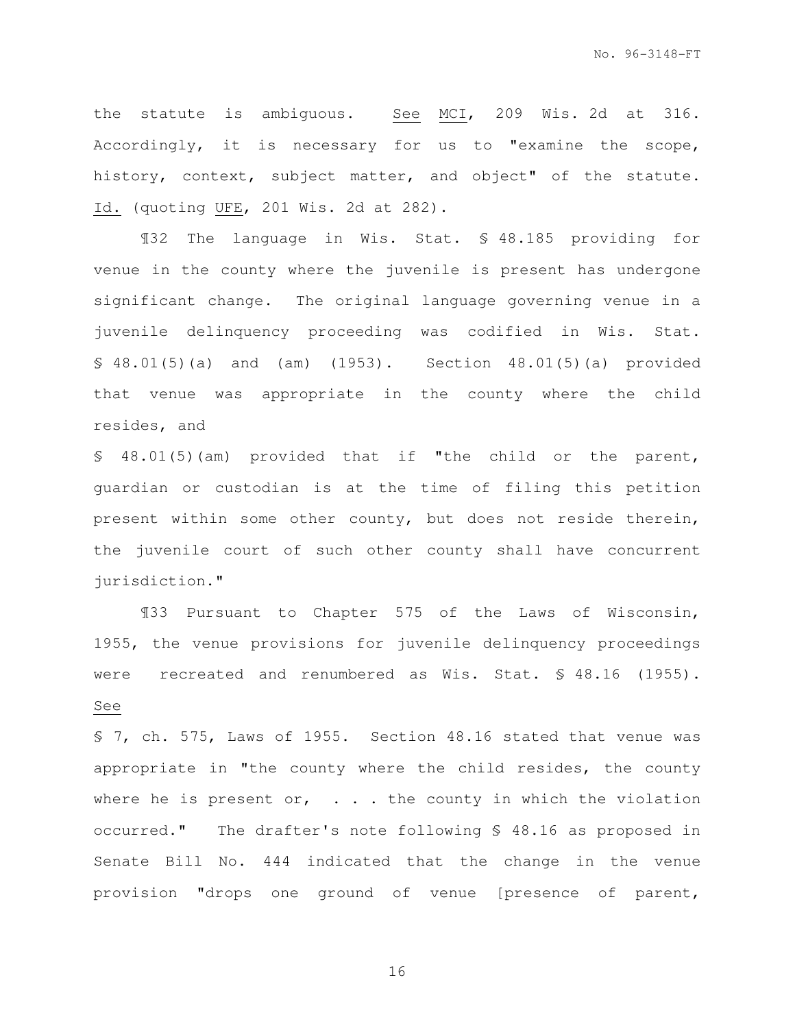the statute is ambiguous. See MCI, 209 Wis. 2d at 316. Accordingly, it is necessary for us to "examine the scope, history, context, subject matter, and object" of the statute. Id. (quoting UFE, 201 Wis. 2d at 282).

¶32 The language in Wis. Stat. § 48.185 providing for venue in the county where the juvenile is present has undergone significant change. The original language governing venue in a juvenile delinquency proceeding was codified in Wis. Stat. § 48.01(5)(a) and (am) (1953). Section 48.01(5)(a) provided that venue was appropriate in the county where the child resides, and § 48.01(5)(am) provided that if "the child or the parent, guardian or custodian is at the time of filing this petition present within some other county, but does not reside therein, the juvenile court of such other county shall have concurrent jurisdiction."

¶33 Pursuant to Chapter 575 of the Laws of Wisconsin, 1955, the venue provisions for juvenile delinquency proceedings were recreated and renumbered as Wis. Stat. § 48.16 (1955). See § 7, ch. 575, Laws of 1955. Section 48.16 stated that venue was appropriate in "the county where the child resides, the county where he is present or, . . . the county in which the violation occurred." The drafter's note following § 48.16 as proposed in Senate Bill No. 444 indicated that the change in the venue provision "drops one ground of venue [presence of parent,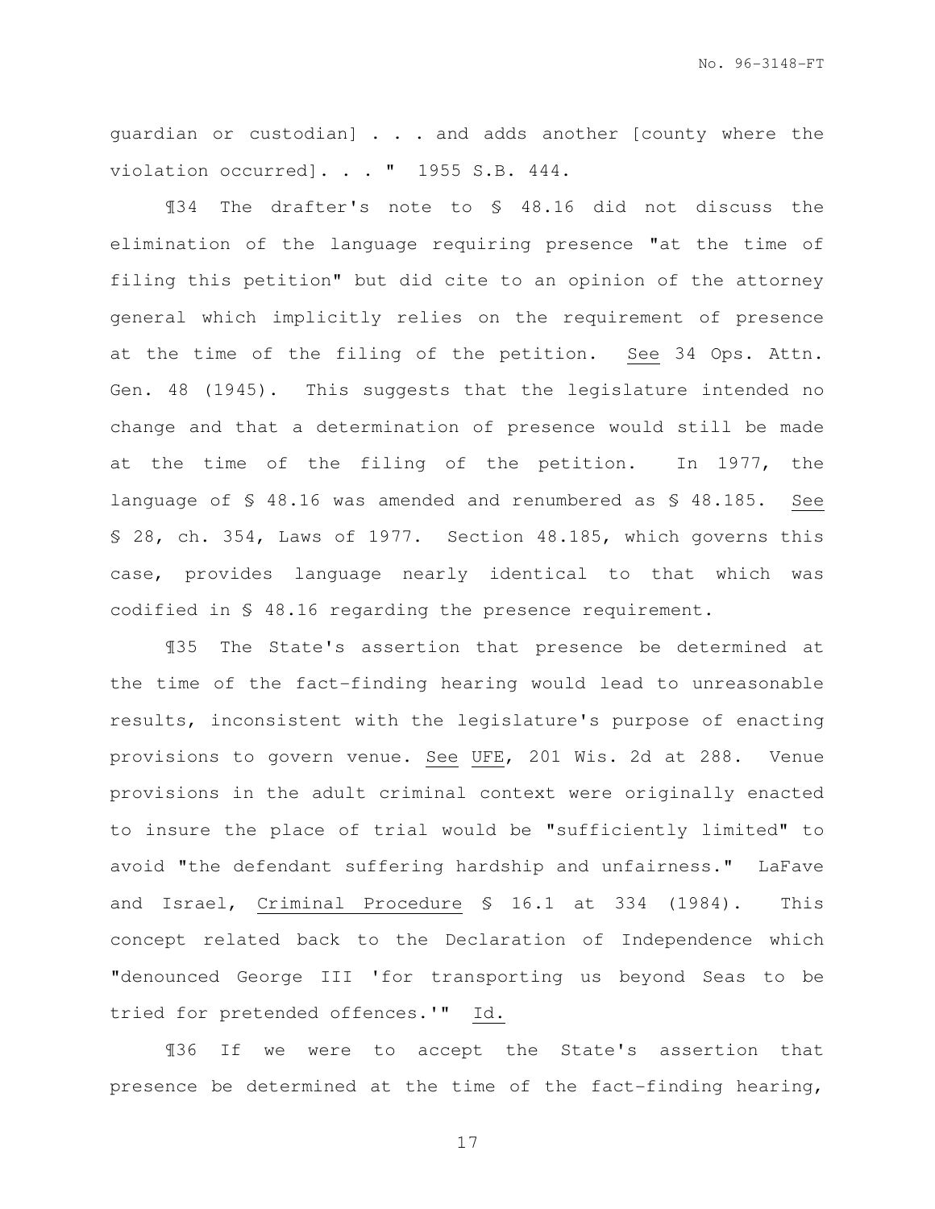guardian or custodian] . . . and adds another [county where the violation occurred]. . . " 1955 S.B. 444.

¶34 The drafter's note to § 48.16 did not discuss the elimination of the language requiring presence "at the time of filing this petition" but did cite to an opinion of the attorney general which implicitly relies on the requirement of presence at the time of the filing of the petition. See 34 Ops. Attn. Gen. 48 (1945). This suggests that the legislature intended no change and that a determination of presence would still be made at the time of the filing of the petition. In 1977, the language of § 48.16 was amended and renumbered as § 48.185. See § 28, ch. 354, Laws of 1977. Section 48.185, which governs this case, provides language nearly identical to that which was codified in § 48.16 regarding the presence requirement.

¶35 The State's assertion that presence be determined at the time of the fact-finding hearing would lead to unreasonable results, inconsistent with the legislature's purpose of enacting provisions to govern venue. See UFE, 201 Wis. 2d at 288. Venue provisions in the adult criminal context were originally enacted to insure the place of trial would be "sufficiently limited" to avoid "the defendant suffering hardship and unfairness." LaFave and Israel, Criminal Procedure § 16.1 at 334 (1984). This concept related back to the Declaration of Independence which "denounced George III 'for transporting us beyond Seas to be tried for pretended offences.'" Id.

¶36 If we were to accept the State's assertion that presence be determined at the time of the fact-finding hearing,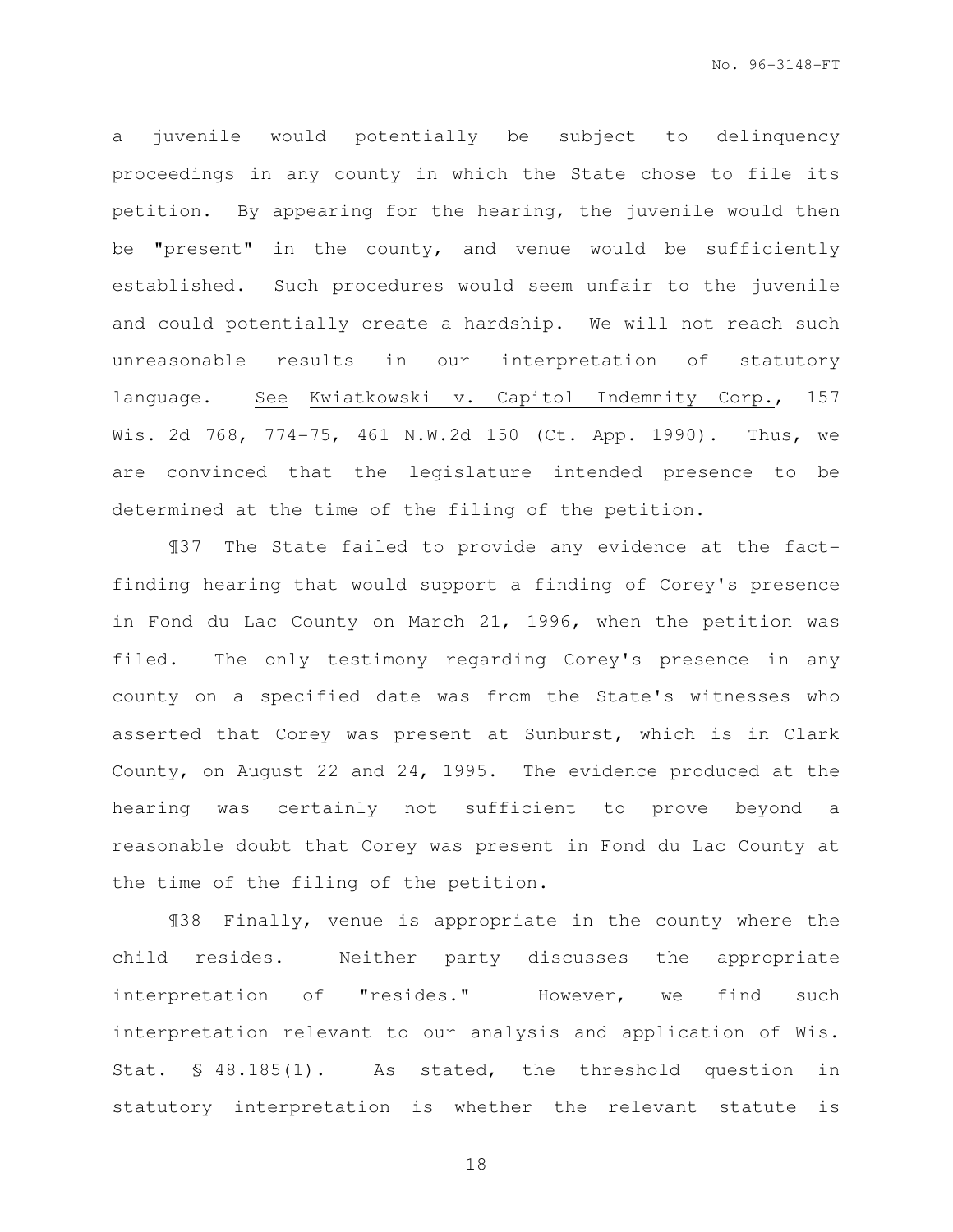a juvenile would potentially be subject to delinquency proceedings in any county in which the State chose to file its petition. By appearing for the hearing, the juvenile would then be "present" in the county, and venue would be sufficiently established. Such procedures would seem unfair to the juvenile and could potentially create a hardship. We will not reach such unreasonable results in our interpretation of statutory language. See Kwiatkowski v. Capitol Indemnity Corp., 157 Wis. 2d 768, 774-75, 461 N.W.2d 150 (Ct. App. 1990). Thus, we are convinced that the legislature intended presence to be determined at the time of the filing of the petition.

¶37 The State failed to provide any evidence at the fact-finding hearing that would support a finding of Corey's presence in Fond du Lac County on March 21, 1996, when the petition was filed. The only testimony regarding Corey's presence in any county on a specified date was from the State's witnesses who asserted that Corey was present at Sunburst, which is in Clark County, on August 22 and 24, 1995. The evidence produced at the hearing was certainly not sufficient to prove beyond a reasonable doubt that Corey was present in Fond du Lac County at the time of the filing of the petition.

¶38 Finally, venue is appropriate in the county where the child resides. Neither party discusses the appropriate interpretation of "resides." However, we find such interpretation relevant to our analysis and application of Wis. Stat. § 48.185(1). As stated, the threshold question in statutory interpretation is whether the relevant statute is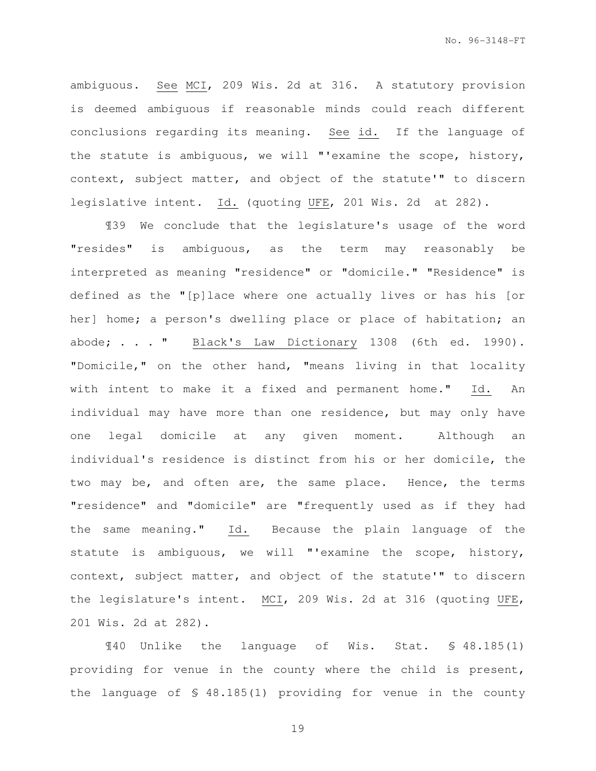ambiguous. See MCI, 209 Wis. 2d at 316. A statutory provision is deemed ambiguous if reasonable minds could reach different conclusions regarding its meaning. See id. If the language of the statute is ambiguous, we will "'examine the scope, history, context, subject matter, and object of the statute'" to discern legislative intent. Id. (quoting UFE, 201 Wis. 2d at 282).

¶39 We conclude that the legislature's usage of the word "resides" is ambiguous, as the term may reasonably be interpreted as meaning "residence" or "domicile." "Residence" is defined as the "[p]lace where one actually lives or has his [or her] home; a person's dwelling place or place of habitation; an abode; . . . " Black's Law Dictionary 1308 (6th ed. 1990). "Domicile," on the other hand, "means living in that locality with intent to make it a fixed and permanent home." Id. An individual may have more than one residence, but may only have one legal domicile at any given moment. Although an individual's residence is distinct from his or her domicile, the two may be, and often are, the same place. Hence, the terms "residence" and "domicile" are "frequently used as if they had the same meaning." Id. Because the plain language of the statute is ambiguous, we will "'examine the scope, history, context, subject matter, and object of the statute'" to discern the legislature's intent. MCI, 209 Wis. 2d at 316 (quoting UFE, 201 Wis. 2d at 282).

¶40 Unlike the language of Wis. Stat. § 48.185(1) providing for venue in the county where the child is present, the language of § 48.185(1) providing for venue in the county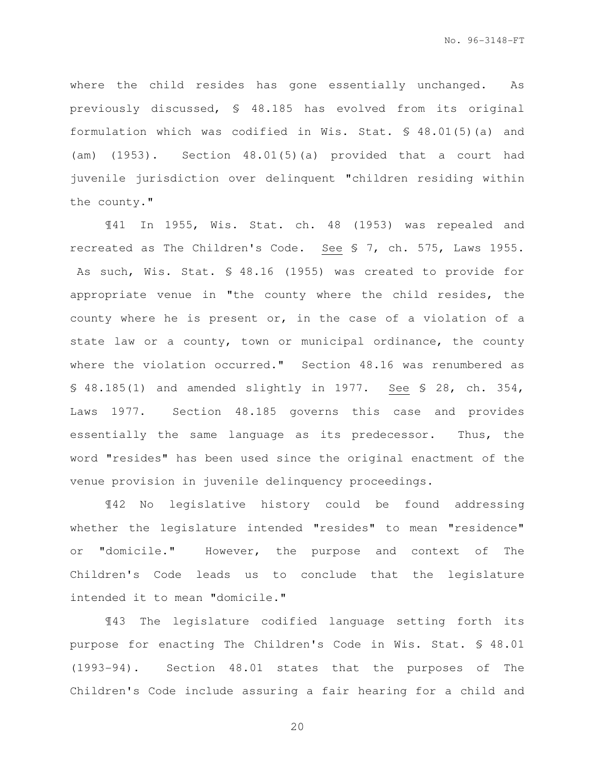where the child resides has gone essentially unchanged. As previously discussed, § 48.185 has evolved from its original formulation which was codified in Wis. Stat. § 48.01(5)(a) and (am) (1953). Section 48.01(5)(a) provided that a court had juvenile jurisdiction over delinquent "children residing within the county."

¶41 In 1955, Wis. Stat. ch. 48 (1953) was repealed and recreated as The Children's Code. See § 7, ch. 575, Laws 1955. As such, Wis. Stat. § 48.16 (1955) was created to provide for appropriate venue in "the county where the child resides, the county where he is present or, in the case of a violation of a state law or a county, town or municipal ordinance, the county where the violation occurred." Section 48.16 was renumbered as § 48.185(1) and amended slightly in 1977. See § 28, ch. 354, Laws 1977. Section 48.185 governs this case and provides essentially the same language as its predecessor. Thus, the word "resides" has been used since the original enactment of the venue provision in juvenile delinquency proceedings.

¶42 No legislative history could be found addressing whether the legislature intended "resides" to mean "residence" or "domicile." However, the purpose and context of The Children's Code leads us to conclude that the legislature intended it to mean "domicile."

¶43 The legislature codified language setting forth its purpose for enacting The Children's Code in Wis. Stat. § 48.01 (1993-94). Section 48.01 states that the purposes of The Children's Code include assuring a fair hearing for a child and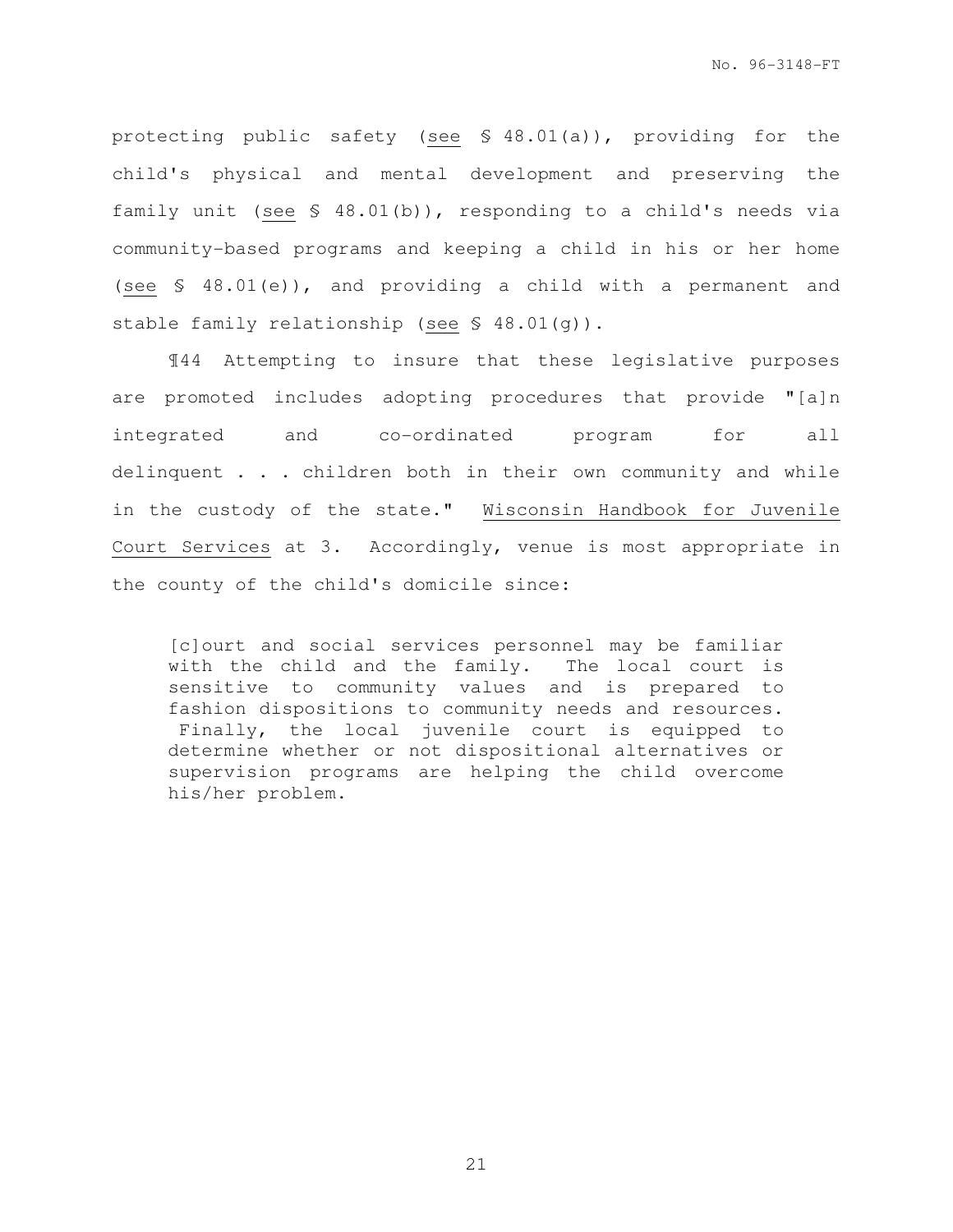protecting public safety (see § 48.01(a)), providing for the child's physical and mental development and preserving the family unit (see § 48.01(b)), responding to a child's needs via community-based programs and keeping a child in his or her home (see § 48.01(e)), and providing a child with a permanent and stable family relationship (see § 48.01(g)).

¶44 Attempting to insure that these legislative purposes are promoted includes adopting procedures that provide "[a]n integrated and co-ordinated program for all delinquent . . . children both in their own community and while in the custody of the state." Wisconsin Handbook for Juvenile Court Services at 3. Accordingly, venue is most appropriate in the county of the child's domicile since:

> [c]ourt and social services personnel may be familiar with the child and the family. The local court is sensitive to community values and is prepared to fashion dispositions to community needs and resources. Finally, the local juvenile court is equipped to determine whether or not dispositional alternatives or supervision programs are helping the child overcome his/her problem.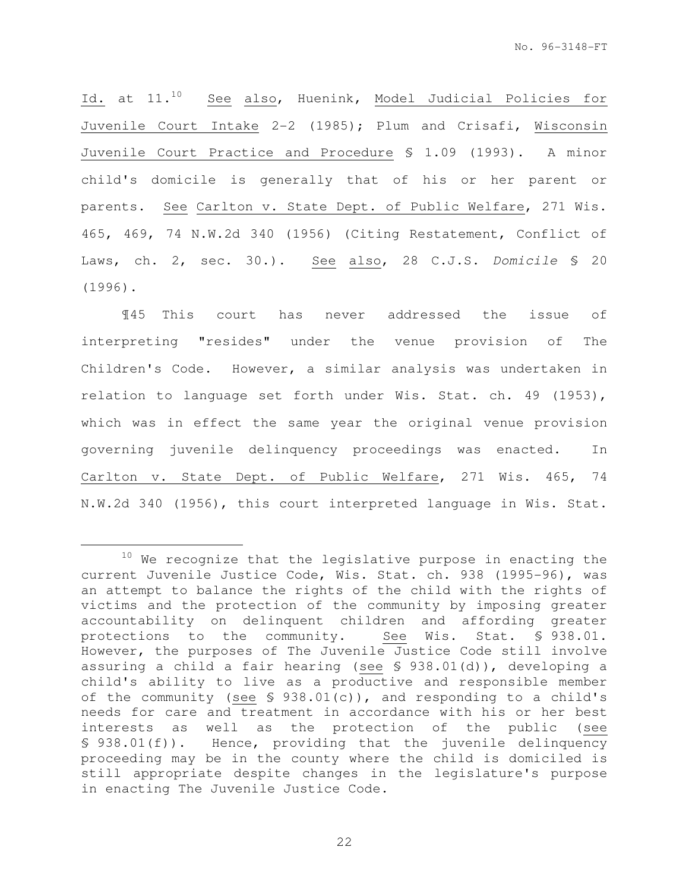Id. at 11.[10] See also, Huenink, Model Judicial Policies for Juvenile Court Intake 2-2 (1985); Plum and Crisafi, Wisconsin Juvenile Court Practice and Procedure § 1.09 (1993). A minor child's domicile is generally that of his or her parent or parents. See Carlton v. State Dept. of Public Welfare, 271 Wis. 465, 469, 74 N.W.2d 340 (1956) (Citing Restatement, Conflict of Laws, ch. 2, sec. 30.). See also, 28 C.J.S. *Domicile* § 20 (1996).

¶45 This court has never addressed the issue of interpreting "resides" under the venue provision of The Children's Code. However, a similar analysis was undertaken in relation to language set forth under Wis. Stat. ch. 49 (1953), which was in effect the same year the original venue provision governing juvenile delinquency proceedings was enacted. In Carlton v. State Dept. of Public Welfare, 271 Wis. 465, 74 N.W.2d 340 (1956), this court interpreted language in Wis. Stat.

---

[10] We recognize that the legislative purpose in enacting the current Juvenile Justice Code, Wis. Stat. ch. 938 (1995-96), was an attempt to balance the rights of the child with the rights of victims and the protection of the community by imposing greater accountability on delinquent children and affording greater protections to the community. See Wis. Stat. § 938.01. However, the purposes of The Juvenile Justice Code still involve assuring a child a fair hearing (see § 938.01(d)), developing a child's ability to live as a productive and responsible member of the community (see § 938.01(c)), and responding to a child's needs for care and treatment in accordance with his or her best interests as well as the protection of the public (see § 938.01(f)). Hence, providing that the juvenile delinquency proceeding may be in the county where the child is domiciled is still appropriate despite changes in the legislature's purpose in enacting The Juvenile Justice Code.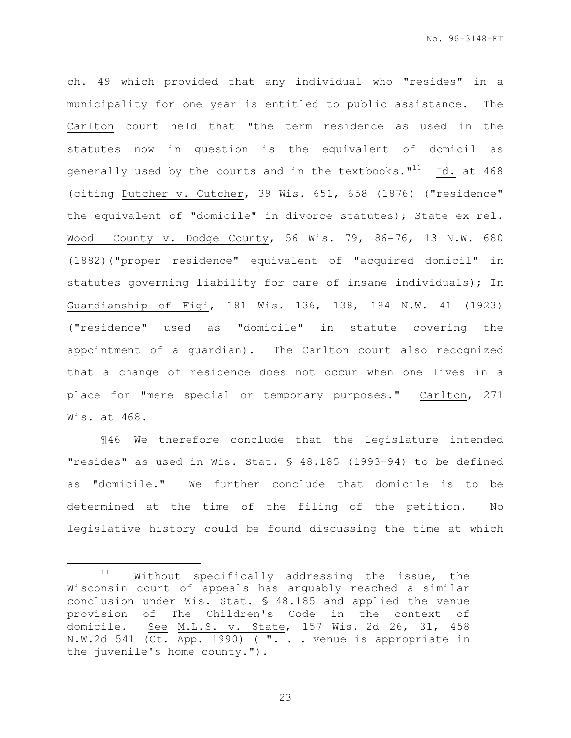ch. 49 which provided that any individual who "resides" in a municipality for one year is entitled to public assistance. The Carlton court held that "the term residence as used in the statutes now in question is the equivalent of domicil as generally used by the courts and in the textbooks."[11] Id. at 468 (citing Dutcher v. Cutcher, 39 Wis. 651, 658 (1876) ("residence" the equivalent of "domicile" in divorce statutes); State ex rel. Wood County v. Dodge County, 56 Wis. 79, 86-76, 13 N.W. 680 (1882)("proper residence" equivalent of "acquired domicil" in statutes governing liability for care of insane individuals); In Guardianship of Figi, 181 Wis. 136, 138, 194 N.W. 41 (1923) ("residence" used as "domicile" in statute covering the appointment of a guardian). The Carlton court also recognized that a change of residence does not occur when one lives in a place for "mere special or temporary purposes." Carlton, 271 Wis. at 468.

¶46 We therefore conclude that the legislature intended "resides" as used in Wis. Stat. § 48.185 (1993-94) to be defined as "domicile." We further conclude that domicile is to be determined at the time of the filing of the petition. No legislative history could be found discussing the time at which

---

[11] Without specifically addressing the issue, the Wisconsin court of appeals has arguably reached a similar conclusion under Wis. Stat. § 48.185 and applied the venue provision of The Children's Code in the context of domicile. See M.L.S. v. State, 157 Wis. 2d 26, 31, 458 N.W.2d 541 (Ct. App. 1990) ( ". . . venue is appropriate in the juvenile's home county.").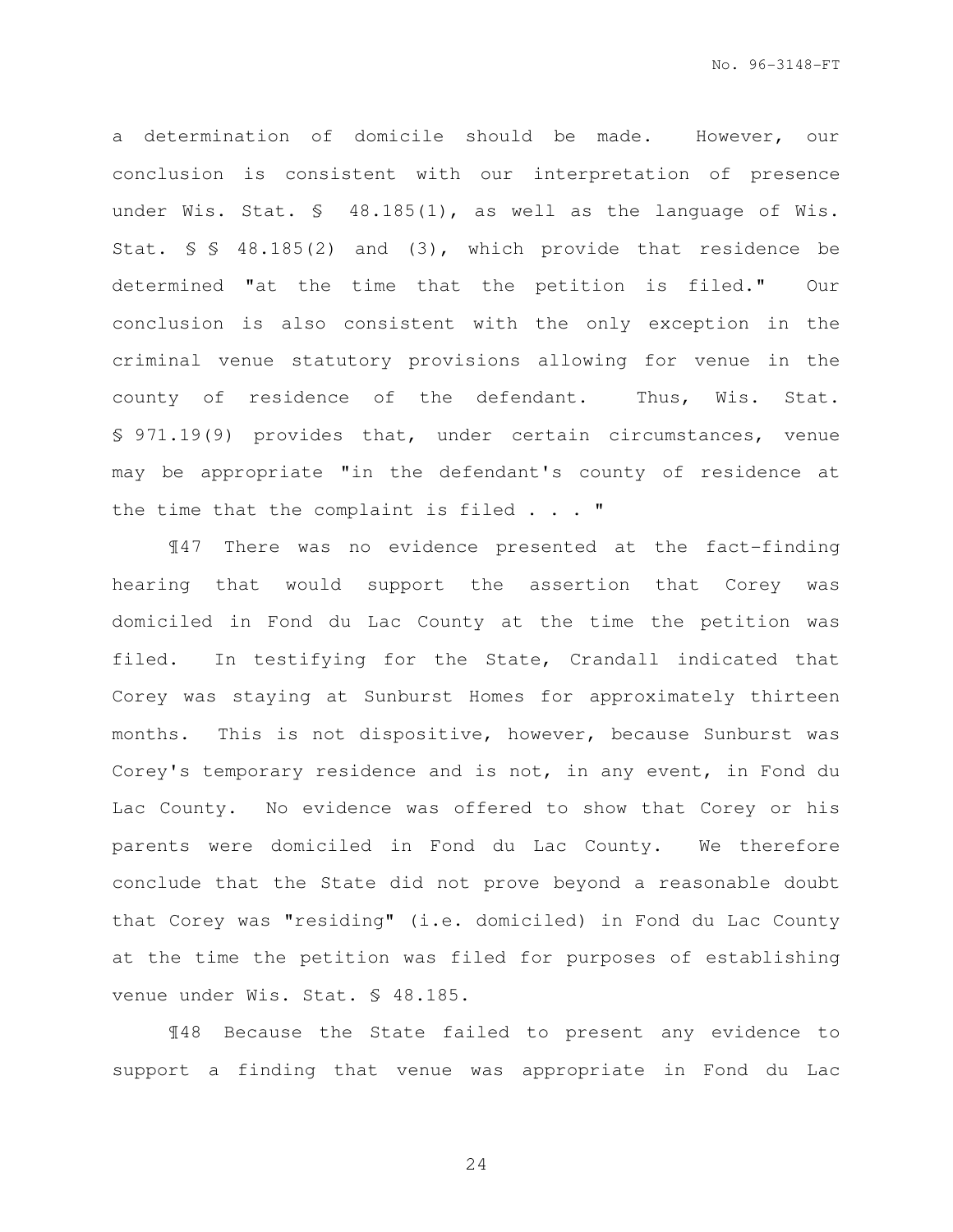a determination of domicile should be made. However, our conclusion is consistent with our interpretation of presence under Wis. Stat. § 48.185(1), as well as the language of Wis. Stat. § § 48.185(2) and (3), which provide that residence be determined "at the time that the petition is filed." Our conclusion is also consistent with the only exception in the criminal venue statutory provisions allowing for venue in the county of residence of the defendant. Thus, Wis. Stat. § 971.19(9) provides that, under certain circumstances, venue may be appropriate "in the defendant's county of residence at the time that the complaint is filed . . . "

¶47 There was no evidence presented at the fact-finding hearing that would support the assertion that Corey was domiciled in Fond du Lac County at the time the petition was filed. In testifying for the State, Crandall indicated that Corey was staying at Sunburst Homes for approximately thirteen months. This is not dispositive, however, because Sunburst was Corey's temporary residence and is not, in any event, in Fond du Lac County. No evidence was offered to show that Corey or his parents were domiciled in Fond du Lac County. We therefore conclude that the State did not prove beyond a reasonable doubt that Corey was "residing" (i.e. domiciled) in Fond du Lac County at the time the petition was filed for purposes of establishing venue under Wis. Stat. § 48.185.

¶48 Because the State failed to present any evidence to support a finding that venue was appropriate in Fond du Lac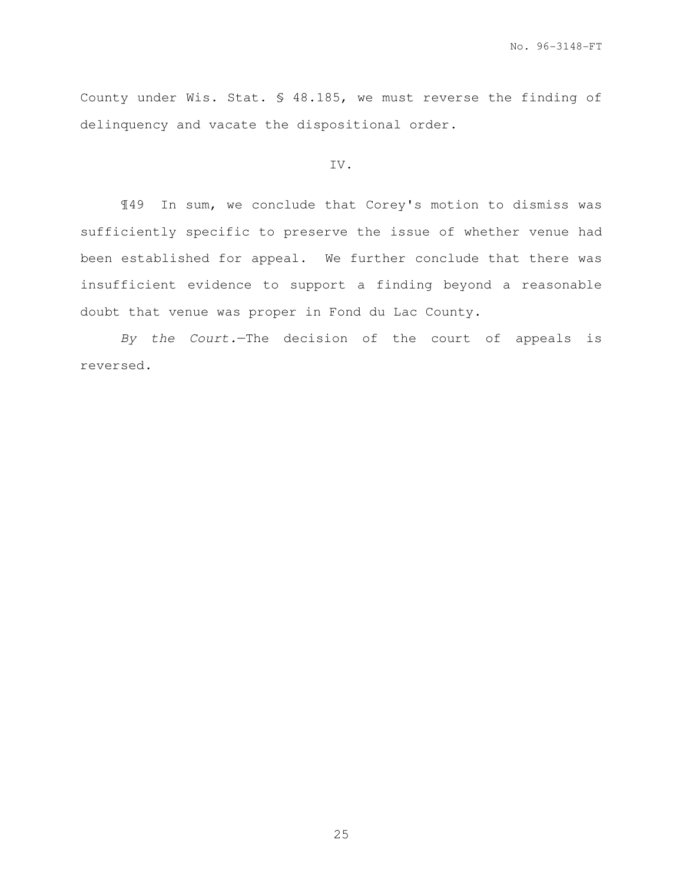County under Wis. Stat. § 48.185, we must reverse the finding of delinquency and vacate the dispositional order.

IV.

¶49 In sum, we conclude that Corey's motion to dismiss was sufficiently specific to preserve the issue of whether venue had been established for appeal. We further conclude that there was insufficient evidence to support a finding beyond a reasonable doubt that venue was proper in Fond du Lac County.

*By the Court.*—The decision of the court of appeals is reversed.